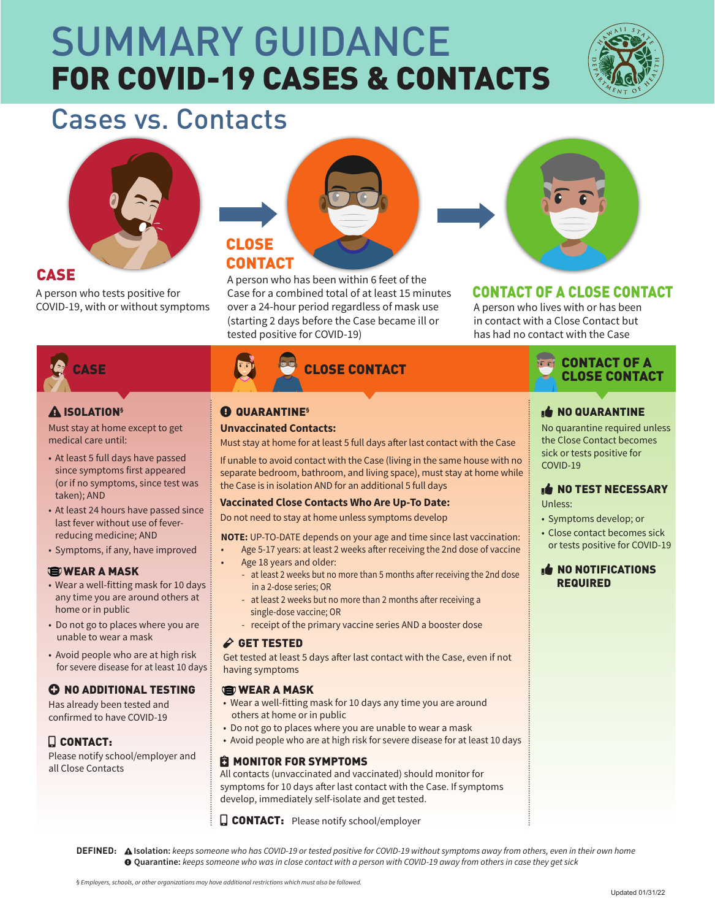# SUMMARY GUIDANCE
# FOR COVID-19 CASES & CONTACTS

## Cases vs. Contacts

**CASE**

A person who tests positive for COVID-19, with or without symptoms

**CLOSE CONTACT**

A person who has been within 6 feet of the Case for a combined total of at least 15 minutes over a 24-hour period regardless of mask use (starting 2 days before the Case became ill or tested positive for COVID-19)

**CONTACT OF A CLOSE CONTACT**

A person who lives with or has been in contact with a Close Contact but has had no contact with the Case

## CASE

### ISOLATION§

Must stay at home except to get medical care until:

- At least 5 full days have passed since symptoms first appeared (or if no symptoms, since test was taken); AND
- At least 24 hours have passed since last fever without use of fever-reducing medicine; AND
- Symptoms, if any, have improved

### WEAR A MASK

- Wear a well-fitting mask for 10 days any time you are around others at home or in public
- Do not go to places where you are unable to wear a mask
- Avoid people who are at high risk for severe disease for at least 10 days

### NO ADDITIONAL TESTING

Has already been tested and confirmed to have COVID-19

### CONTACT:

Please notify school/employer and all Close Contacts

## CLOSE CONTACT

### QUARANTINE§

**Unvaccinated Contacts:**

Must stay at home for at least 5 full days after last contact with the Case

If unable to avoid contact with the Case (living in the same house with no separate bedroom, bathroom, and living space), must stay at home while the Case is in isolation AND for an additional 5 full days

**Vaccinated Close Contacts Who Are Up-To Date:**

Do not need to stay at home unless symptoms develop

**NOTE:** UP-TO-DATE depends on your age and time since last vaccination:

- Age 5-17 years: at least 2 weeks after receiving the 2nd dose of vaccine
- Age 18 years and older:
  - at least 2 weeks but no more than 5 months after receiving the 2nd dose in a 2-dose series; OR
  - at least 2 weeks but no more than 2 months after receiving a single-dose vaccine; OR
  - receipt of the primary vaccine series AND a booster dose

### GET TESTED

Get tested at least 5 days after last contact with the Case, even if not having symptoms

### WEAR A MASK

- Wear a well-fitting mask for 10 days any time you are around others at home or in public
- Do not go to places where you are unable to wear a mask
- Avoid people who are at high risk for severe disease for at least 10 days

### MONITOR FOR SYMPTOMS

All contacts (unvaccinated and vaccinated) should monitor for symptoms for 10 days after last contact with the Case. If symptoms develop, immediately self-isolate and get tested.

### CONTACT:

Please notify school/employer

## CONTACT OF A CLOSE CONTACT

### NO QUARANTINE

No quarantine required unless the Close Contact becomes sick or tests positive for COVID-19

### NO TEST NECESSARY

Unless:

- Symptoms develop; or
- Close contact becomes sick or tests positive for COVID-19

### NO NOTIFICATIONS REQUIRED

---

**DEFINED:**

**Isolation:** *keeps someone who has COVID-19 or tested positive for COVID-19 without symptoms away from others, even in their own home*

**Quarantine:** *keeps someone who was in close contact with a person with COVID-19 away from others in case they get sick*

*§ Employers, schools, or other organizations may have additional restrictions which must also be followed.*

Updated 01/31/22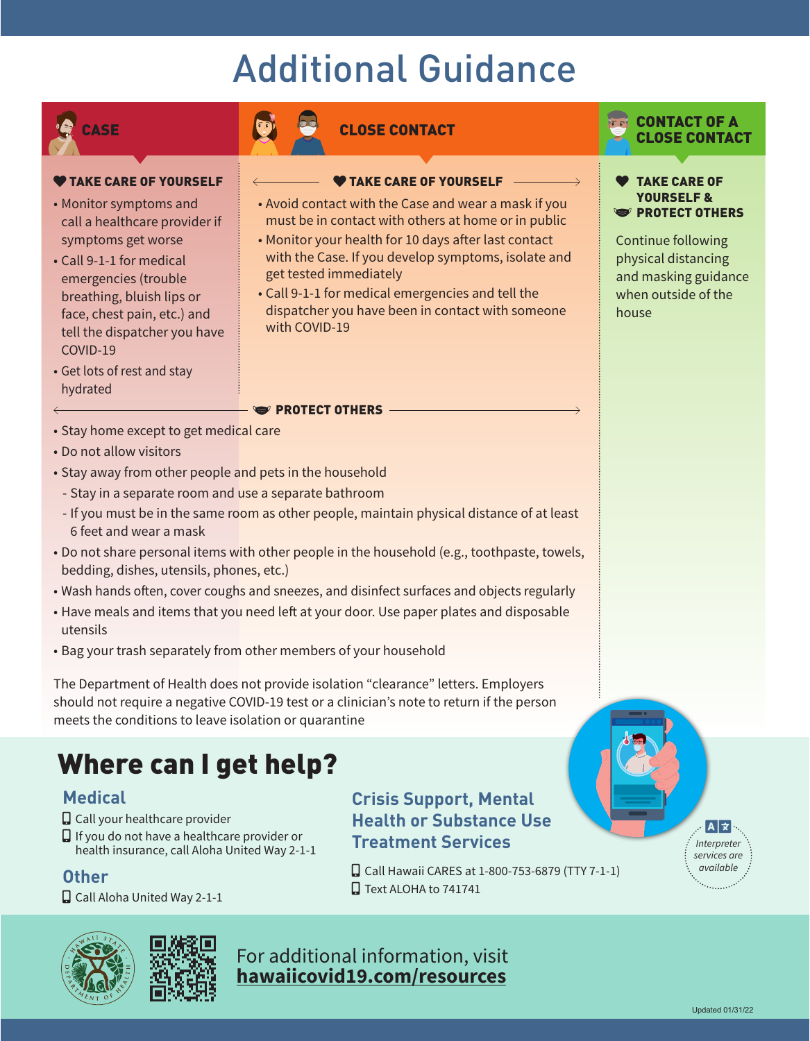# Additional Guidance

## CASE

### TAKE CARE OF YOURSELF

- Monitor symptoms and call a healthcare provider if symptoms get worse
- Call 9-1-1 for medical emergencies (trouble breathing, bluish lips or face, chest pain, etc.) and tell the dispatcher you have COVID-19
- Get lots of rest and stay hydrated

## CLOSE CONTACT

### TAKE CARE OF YOURSELF

- Avoid contact with the Case and wear a mask if you must be in contact with others at home or in public
- Monitor your health for 10 days after last contact with the Case. If you develop symptoms, isolate and get tested immediately
- Call 9-1-1 for medical emergencies and tell the dispatcher you have been in contact with someone with COVID-19

### PROTECT OTHERS

- Stay home except to get medical care
- Do not allow visitors
- Stay away from other people and pets in the household
  - Stay in a separate room and use a separate bathroom
  - If you must be in the same room as other people, maintain physical distance of at least 6 feet and wear a mask
- Do not share personal items with other people in the household (e.g., toothpaste, towels, bedding, dishes, utensils, phones, etc.)
- Wash hands often, cover coughs and sneezes, and disinfect surfaces and objects regularly
- Have meals and items that you need left at your door. Use paper plates and disposable utensils
- Bag your trash separately from other members of your household

The Department of Health does not provide isolation "clearance" letters. Employers should not require a negative COVID-19 test or a clinician's note to return if the person meets the conditions to leave isolation or quarantine

## CONTACT OF A CLOSE CONTACT

### TAKE CARE OF YOURSELF & PROTECT OTHERS

Continue following physical distancing and masking guidance when outside of the house

# Where can I get help?

## Medical

- Call your healthcare provider
- If you do not have a healthcare provider or health insurance, call Aloha United Way 2-1-1

## Other

- Call Aloha United Way 2-1-1

## Crisis Support, Mental Health or Substance Use Treatment Services

- Call Hawaii CARES at 1-800-753-6879 (TTY 7-1-1)
- Text ALOHA to 741741

Interpreter services are available

For additional information, visit **hawaiicovid19.com/resources**

Updated 01/31/22